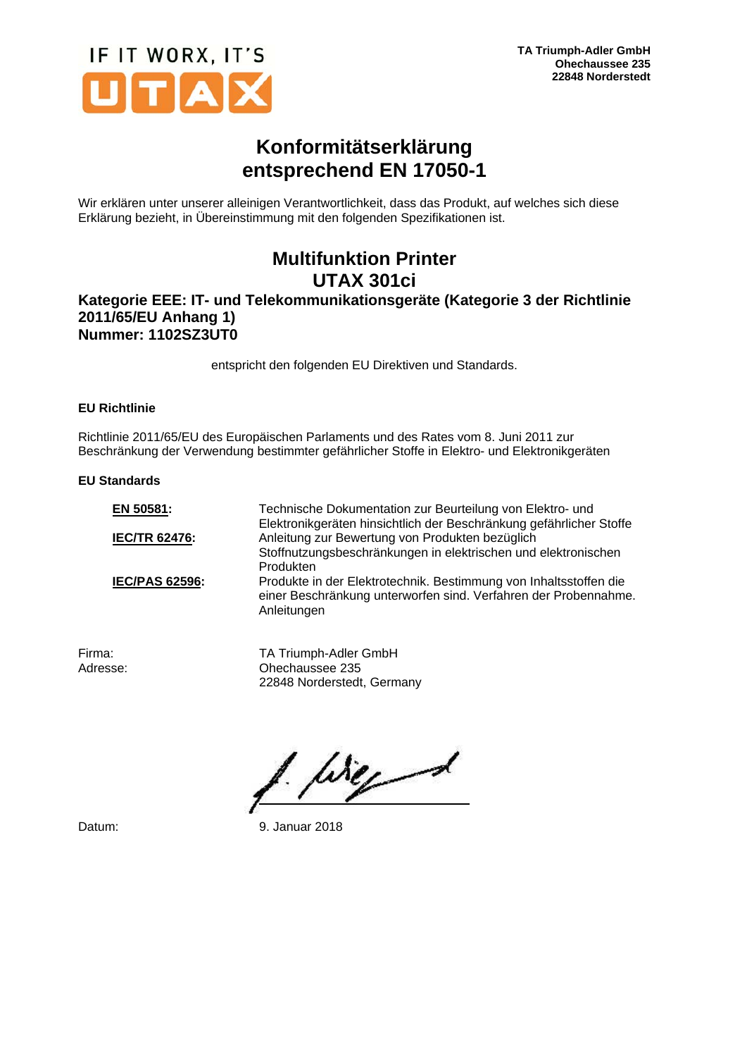IF IT WORX, IT'S UTAX

**TA Triumph-Adler GmbH**
**Ohechaussee 235**
**22848 Norderstedt**

# Konformitätserklärung entsprechend EN 17050-1

Wir erklären unter unserer alleinigen Verantwortlichkeit, dass das Produkt, auf welches sich diese Erklärung bezieht, in Übereinstimmung mit den folgenden Spezifikationen ist.

## Multifunktion Printer UTAX 301ci

**Kategorie EEE: IT- und Telekommunikationsgeräte (Kategorie 3 der Richtlinie 2011/65/EU Anhang 1)**
**Nummer: 1102SZ3UT0**

entspricht den folgenden EU Direktiven und Standards.

**EU Richtlinie**

Richtlinie 2011/65/EU des Europäischen Parlaments und des Rates vom 8. Juni 2011 zur Beschränkung der Verwendung bestimmter gefährlicher Stoffe in Elektro- und Elektronikgeräten

**EU Standards**

| | |
|---|---|
| **EN 50581:** | Technische Dokumentation zur Beurteilung von Elektro- und Elektronikgeräten hinsichtlich der Beschränkung gefährlicher Stoffe |
| **IEC/TR 62476:** | Anleitung zur Bewertung von Produkten bezüglich Stoffnutzungsbeschränkungen in elektrischen und elektronischen Produkten |
| **IEC/PAS 62596:** | Produkte in der Elektrotechnik. Bestimmung von Inhaltsstoffen die einer Beschränkung unterworfen sind. Verfahren der Probennahme. Anleitungen |

| | |
|---|---|
| Firma: | TA Triumph-Adler GmbH |
| Adresse: | Ohechaussee 235<br>22848 Norderstedt, Germany |

Datum: 9. Januar 2018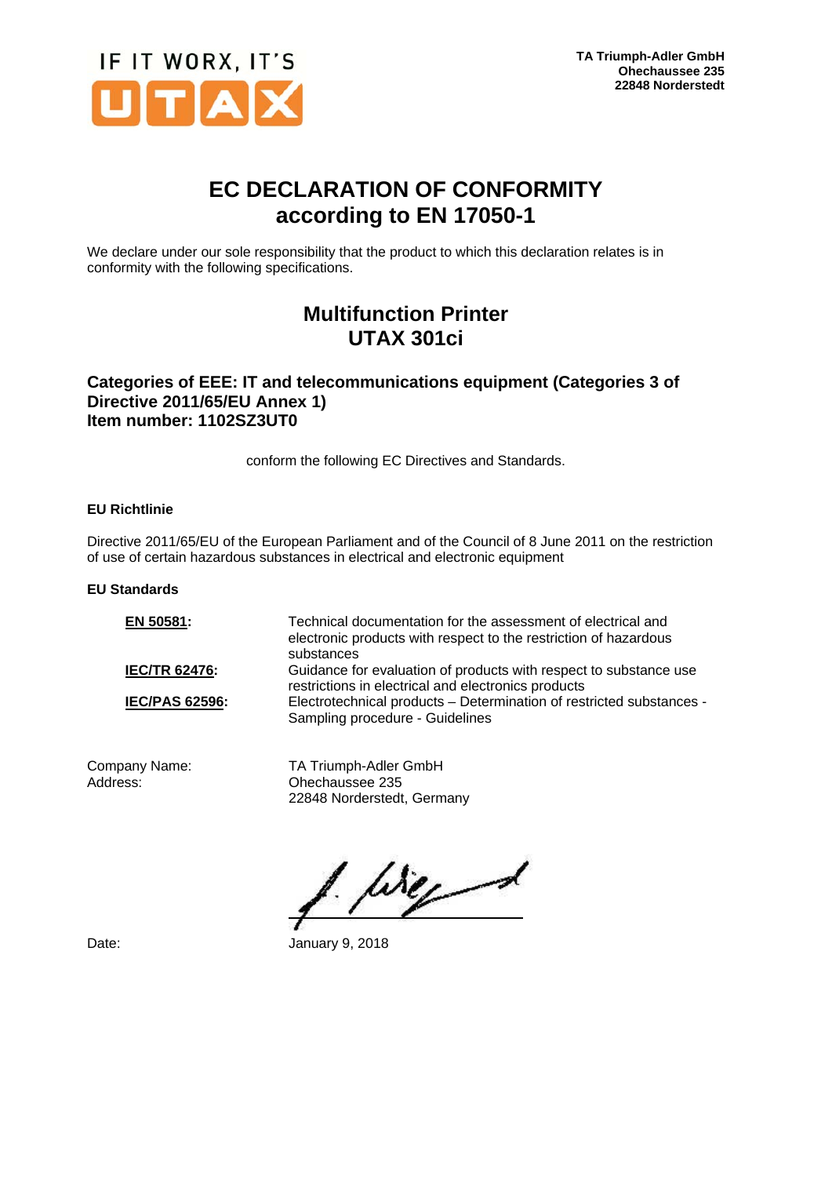IF IT WORX, IT'S UTAX

**TA Triumph-Adler GmbH**
**Ohechaussee 235**
**22848 Norderstedt**

# EC DECLARATION OF CONFORMITY
# according to EN 17050-1

We declare under our sole responsibility that the product to which this declaration relates is in conformity with the following specifications.

## Multifunction Printer
## UTAX 301ci

### Categories of EEE: IT and telecommunications equipment (Categories 3 of Directive 2011/65/EU Annex 1)
### Item number: 1102SZ3UT0

conform the following EC Directives and Standards.

**EU Richtlinie**

Directive 2011/65/EU of the European Parliament and of the Council of 8 June 2011 on the restriction of use of certain hazardous substances in electrical and electronic equipment

**EU Standards**

| | |
|---|---|
| **EN 50581:** | Technical documentation for the assessment of electrical and electronic products with respect to the restriction of hazardous substances |
| **IEC/TR 62476:** | Guidance for evaluation of products with respect to substance use restrictions in electrical and electronics products |
| **IEC/PAS 62596:** | Electrotechnical products – Determination of restricted substances - Sampling procedure - Guidelines |

| | |
|---|---|
| Company Name: | TA Triumph-Adler GmbH |
| Address: | Ohechaussee 235<br>22848 Norderstedt, Germany |

Date: January 9, 2018